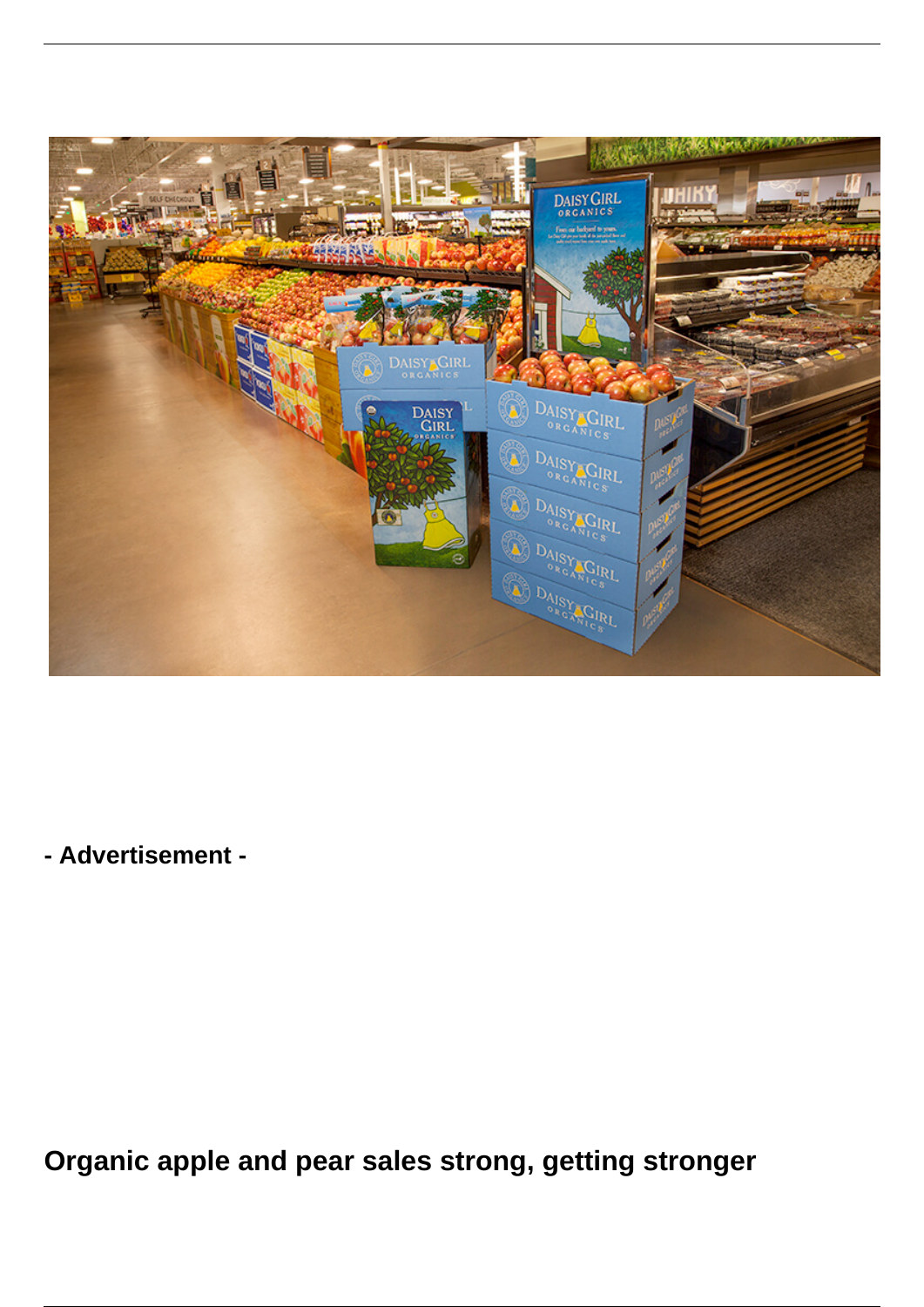**- Advertisement -**

# Organic apple and pear sales strong, getting stronger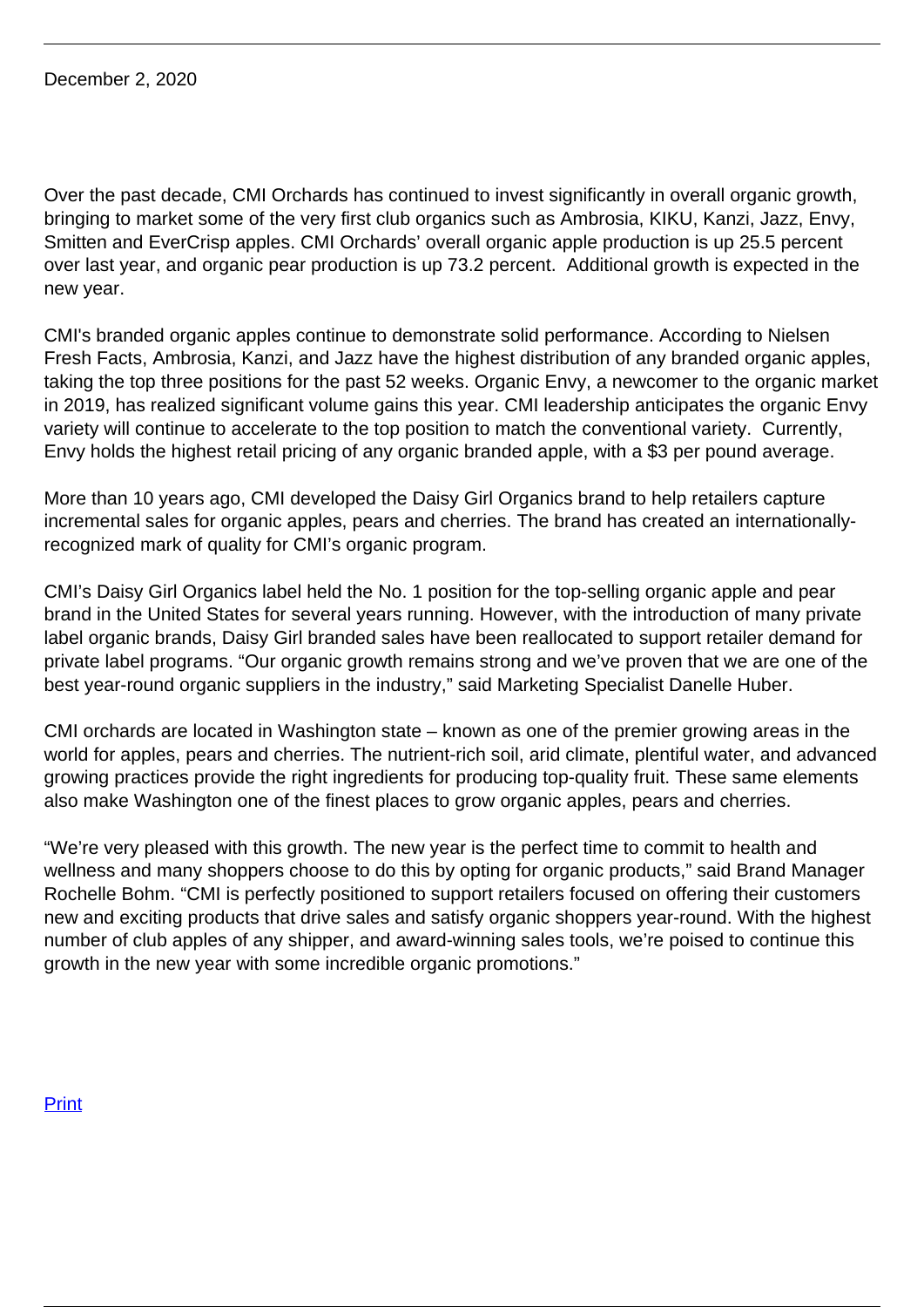December 2, 2020

Over the past decade, CMI Orchards has continued to invest significantly in overall organic growth, bringing to market some of the very first club organics such as Ambrosia, KIKU, Kanzi, Jazz, Envy, Smitten and EverCrisp apples. CMI Orchards' overall organic apple production is up 25.5 percent over last year, and organic pear production is up 73.2 percent. Additional growth is expected in the new year.

CMI's branded organic apples continue to demonstrate solid performance. According to Nielsen Fresh Facts, Ambrosia, Kanzi, and Jazz have the highest distribution of any branded organic apples, taking the top three positions for the past 52 weeks. Organic Envy, a newcomer to the organic market in 2019, has realized significant volume gains this year. CMI leadership anticipates the organic Envy variety will continue to accelerate to the top position to match the conventional variety. Currently, Envy holds the highest retail pricing of any organic branded apple, with a $3 per pound average.

More than 10 years ago, CMI developed the Daisy Girl Organics brand to help retailers capture incremental sales for organic apples, pears and cherries. The brand has created an internationally-recognized mark of quality for CMI's organic program.

CMI's Daisy Girl Organics label held the No. 1 position for the top-selling organic apple and pear brand in the United States for several years running. However, with the introduction of many private label organic brands, Daisy Girl branded sales have been reallocated to support retailer demand for private label programs. "Our organic growth remains strong and we've proven that we are one of the best year-round organic suppliers in the industry," said Marketing Specialist Danelle Huber.

CMI orchards are located in Washington state – known as one of the premier growing areas in the world for apples, pears and cherries. The nutrient-rich soil, arid climate, plentiful water, and advanced growing practices provide the right ingredients for producing top-quality fruit. These same elements also make Washington one of the finest places to grow organic apples, pears and cherries.

"We're very pleased with this growth. The new year is the perfect time to commit to health and wellness and many shoppers choose to do this by opting for organic products," said Brand Manager Rochelle Bohm. "CMI is perfectly positioned to support retailers focused on offering their customers new and exciting products that drive sales and satisfy organic shoppers year-round. With the highest number of club apples of any shipper, and award-winning sales tools, we're poised to continue this growth in the new year with some incredible organic promotions."

Print